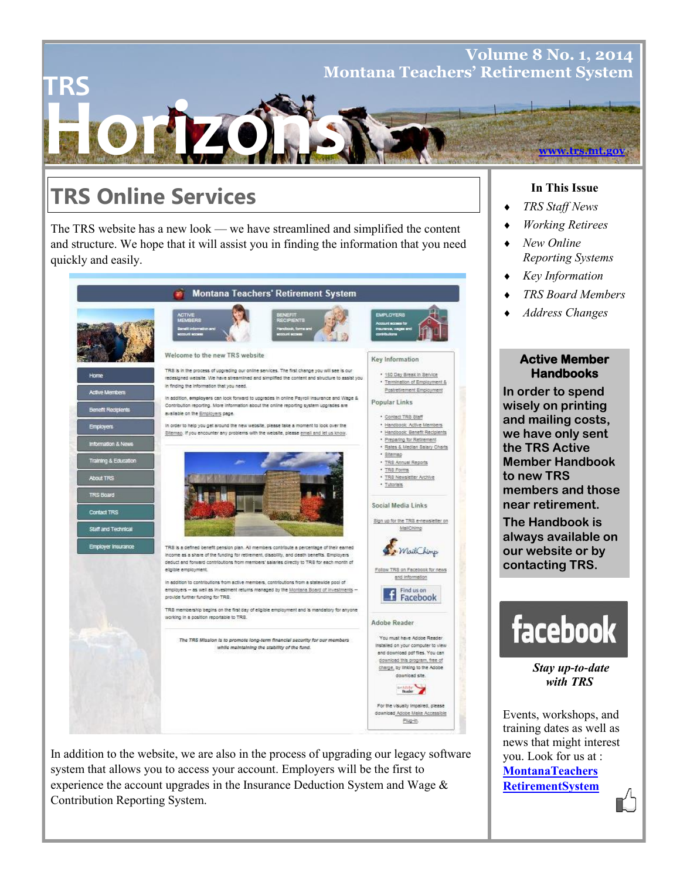# TRS Horizons

**Volume 8 No. 1, 2014**
**Montana Teachers' Retirement System**

www.trs.mt.gov

## TRS Online Services

The TRS website has a new look — we have streamlined and simplified the content and structure. We hope that it will assist you in finding the information that you need quickly and easily.

In addition to the website, we are also in the process of upgrading our legacy software system that allows you to access your account. Employers will be the first to experience the account upgrades in the Insurance Deduction System and Wage & Contribution Reporting System.

### In This Issue

- *TRS Staff News*
- *Working Retirees*
- *New Online Reporting Systems*
- *Key Information*
- *TRS Board Members*
- *Address Changes*

### Active Member Handbooks

**In order to spend wisely on printing and mailing costs, we have only sent the TRS Active Member Handbook to new TRS members and those near retirement.**

**The Handbook is always available on our website or by contacting TRS.**

facebook

***Stay up-to-date with TRS***

Events, workshops, and training dates as well as news that might interest you. Look for us at : MontanaTeachersRetirementSystem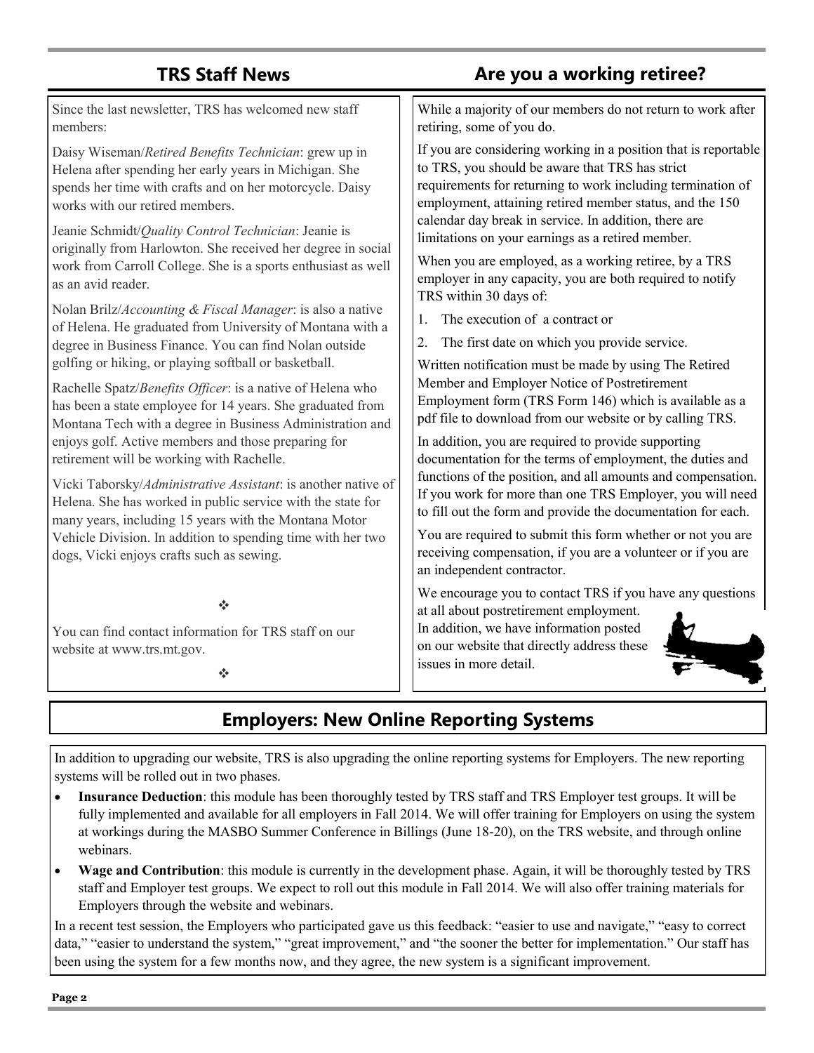## TRS Staff News

Since the last newsletter, TRS has welcomed new staff members:

Daisy Wiseman/*Retired Benefits Technician*: grew up in Helena after spending her early years in Michigan. She spends her time with crafts and on her motorcycle. Daisy works with our retired members.

Jeanie Schmidt/*Quality Control Technician*: Jeanie is originally from Harlowton. She received her degree in social work from Carroll College. She is a sports enthusiast as well as an avid reader.

Nolan Brilz/*Accounting & Fiscal Manager*: is also a native of Helena. He graduated from University of Montana with a degree in Business Finance. You can find Nolan outside golfing or hiking, or playing softball or basketball.

Rachelle Spatz/*Benefits Officer*: is a native of Helena who has been a state employee for 14 years. She graduated from Montana Tech with a degree in Business Administration and enjoys golf. Active members and those preparing for retirement will be working with Rachelle.

Vicki Taborsky/*Administrative Assistant*: is another native of Helena. She has worked in public service with the state for many years, including 15 years with the Montana Motor Vehicle Division. In addition to spending time with her two dogs, Vicki enjoys crafts such as sewing.

❖

You can find contact information for TRS staff on our website at www.trs.mt.gov.

❖

## Are you a working retiree?

While a majority of our members do not return to work after retiring, some of you do.

If you are considering working in a position that is reportable to TRS, you should be aware that TRS has strict requirements for returning to work including termination of employment, attaining retired member status, and the 150 calendar day break in service. In addition, there are limitations on your earnings as a retired member.

When you are employed, as a working retiree, by a TRS employer in any capacity, you are both required to notify TRS within 30 days of:

1. The execution of a contract or
2. The first date on which you provide service.

Written notification must be made by using The Retired Member and Employer Notice of Postretirement Employment form (TRS Form 146) which is available as a pdf file to download from our website or by calling TRS.

In addition, you are required to provide supporting documentation for the terms of employment, the duties and functions of the position, and all amounts and compensation. If you work for more than one TRS Employer, you will need to fill out the form and provide the documentation for each.

You are required to submit this form whether or not you are receiving compensation, if you are a volunteer or if you are an independent contractor.

We encourage you to contact TRS if you have any questions at all about postretirement employment. In addition, we have information posted on our website that directly address these issues in more detail.

## Employers: New Online Reporting Systems

In addition to upgrading our website, TRS is also upgrading the online reporting systems for Employers. The new reporting systems will be rolled out in two phases.

- **Insurance Deduction**: this module has been thoroughly tested by TRS staff and TRS Employer test groups. It will be fully implemented and available for all employers in Fall 2014. We will offer training for Employers on using the system at workings during the MASBO Summer Conference in Billings (June 18-20), on the TRS website, and through online webinars.
- **Wage and Contribution**: this module is currently in the development phase. Again, it will be thoroughly tested by TRS staff and Employer test groups. We expect to roll out this module in Fall 2014. We will also offer training materials for Employers through the website and webinars.

In a recent test session, the Employers who participated gave us this feedback: "easier to use and navigate," "easy to correct data," "easier to understand the system," "great improvement," and "the sooner the better for implementation." Our staff has been using the system for a few months now, and they agree, the new system is a significant improvement.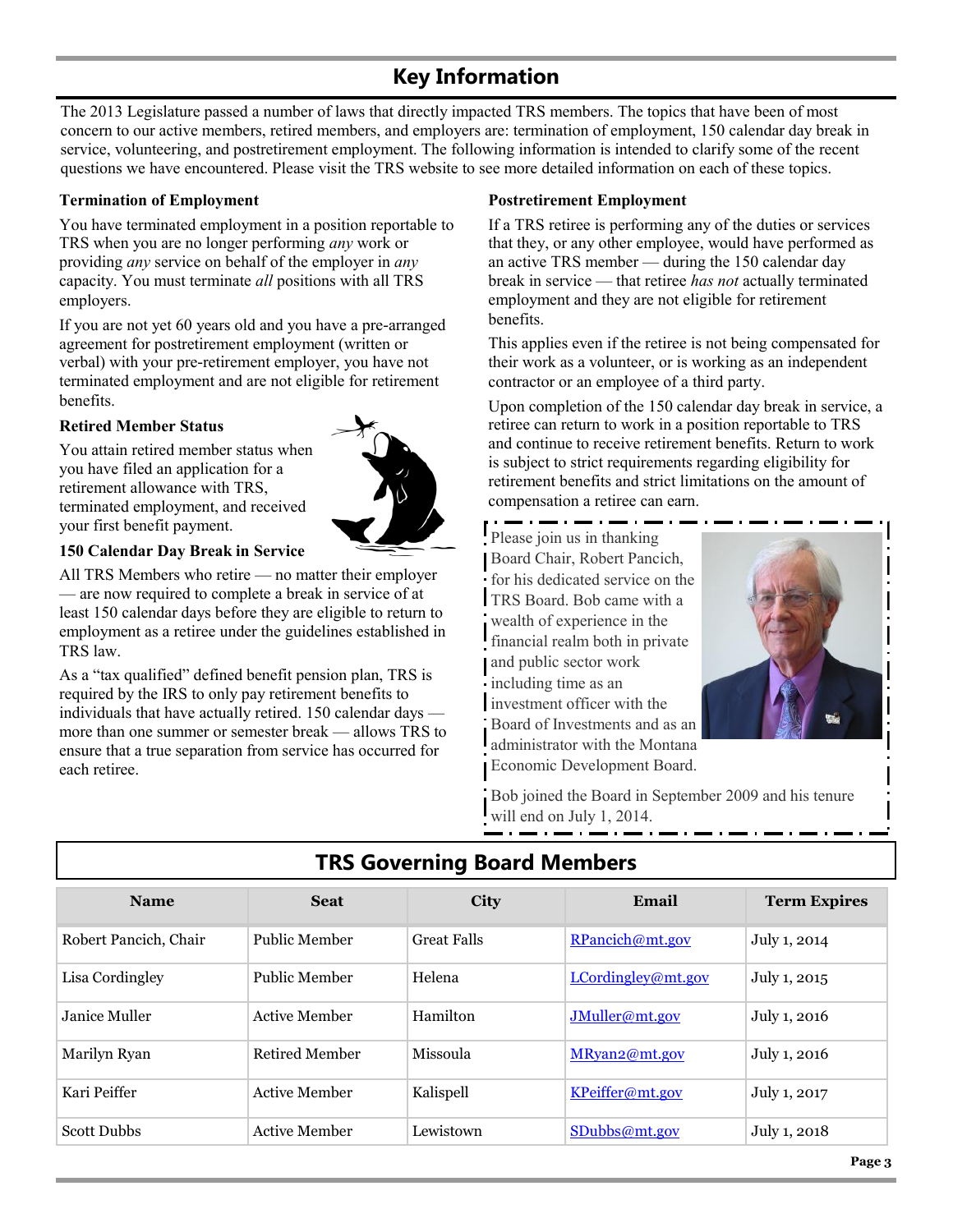## Key Information

The 2013 Legislature passed a number of laws that directly impacted TRS members. The topics that have been of most concern to our active members, retired members, and employers are: termination of employment, 150 calendar day break in service, volunteering, and postretirement employment. The following information is intended to clarify some of the recent questions we have encountered. Please visit the TRS website to see more detailed information on each of these topics.

**Termination of Employment**

You have terminated employment in a position reportable to TRS when you are no longer performing *any* work or providing *any* service on behalf of the employer in *any* capacity. You must terminate *all* positions with all TRS employers.

If you are not yet 60 years old and you have a pre-arranged agreement for postretirement employment (written or verbal) with your pre-retirement employer, you have not terminated employment and are not eligible for retirement benefits.

**Retired Member Status**

You attain retired member status when you have filed an application for a retirement allowance with TRS, terminated employment, and received your first benefit payment.

**150 Calendar Day Break in Service**

All TRS Members who retire — no matter their employer — are now required to complete a break in service of at least 150 calendar days before they are eligible to return to employment as a retiree under the guidelines established in TRS law.

As a "tax qualified" defined benefit pension plan, TRS is required by the IRS to only pay retirement benefits to individuals that have actually retired. 150 calendar days — more than one summer or semester break — allows TRS to ensure that a true separation from service has occurred for each retiree.

**Postretirement Employment**

If a TRS retiree is performing any of the duties or services that they, or any other employee, would have performed as an active TRS member — during the 150 calendar day break in service — that retiree *has not* actually terminated employment and they are not eligible for retirement benefits.

This applies even if the retiree is not being compensated for their work as a volunteer, or is working as an independent contractor or an employee of a third party.

Upon completion of the 150 calendar day break in service, a retiree can return to work in a position reportable to TRS and continue to receive retirement benefits. Return to work is subject to strict requirements regarding eligibility for retirement benefits and strict limitations on the amount of compensation a retiree can earn.

Please join us in thanking Board Chair, Robert Pancich, for his dedicated service on the TRS Board. Bob came with a wealth of experience in the financial realm both in private and public sector work including time as an investment officer with the Board of Investments and as an administrator with the Montana Economic Development Board.

Bob joined the Board in September 2009 and his tenure will end on July 1, 2014.

## TRS Governing Board Members

| Name | Seat | City | Email | Term Expires |
|---|---|---|---|---|
| Robert Pancich, Chair | Public Member | Great Falls | RPancich@mt.gov | July 1, 2014 |
| Lisa Cordingley | Public Member | Helena | LCordingley@mt.gov | July 1, 2015 |
| Janice Muller | Active Member | Hamilton | JMuller@mt.gov | July 1, 2016 |
| Marilyn Ryan | Retired Member | Missoula | MRyan2@mt.gov | July 1, 2016 |
| Kari Peiffer | Active Member | Kalispell | KPeiffer@mt.gov | July 1, 2017 |
| Scott Dubbs | Active Member | Lewistown | SDubbs@mt.gov | July 1, 2018 |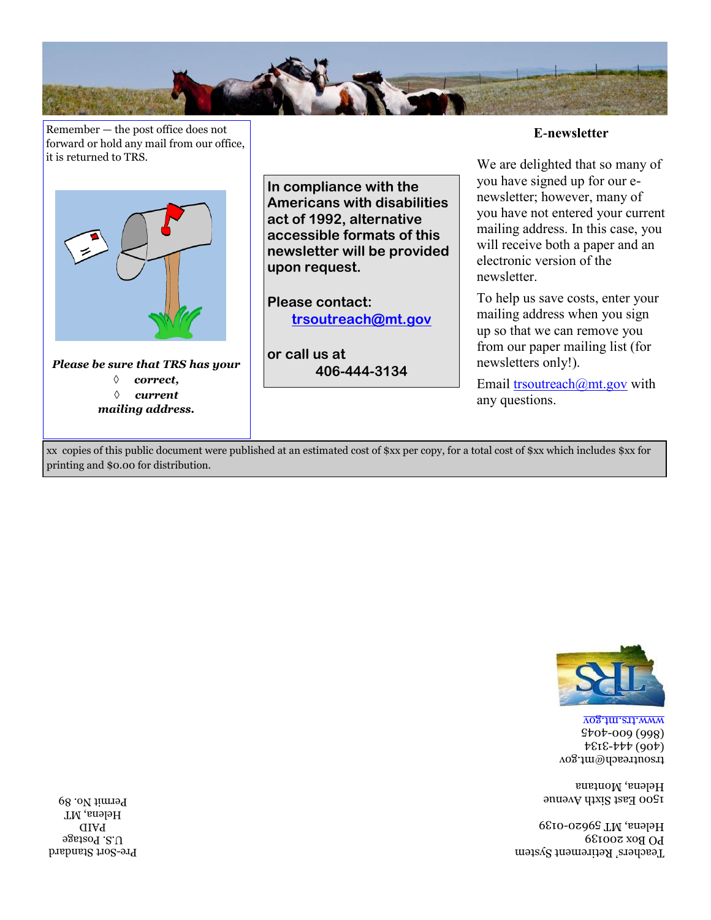Remember — the post office does not forward or hold any mail from our office, it is returned to TRS.

***Please be sure that TRS has your***

- ***correct,***
- ***current***

***mailing address.***

**In compliance with the Americans with disabilities act of 1992, alternative accessible formats of this newsletter will be provided upon request.**

**Please contact:**
**trsoutreach@mt.gov**

**or call us at**
**406-444-3134**

**E-newsletter**

We are delighted that so many of you have signed up for our e-newsletter; however, many of you have not entered your current mailing address. In this case, you will receive both a paper and an electronic version of the newsletter.

To help us save costs, enter your mailing address when you sign up so that we can remove you from our paper mailing list (for newsletters only!).

Email trsoutreach@mt.gov with any questions.

xx copies of this public document were published at an estimated cost of $xx per copy, for a total cost of $xx which includes $xx for printing and $0.00 for distribution.

Teachers' Retirement System
PO Box 200139
Helena, MT 59620-0139

1500 East Sixth Avenue
Helena, Montana

trsoutreach@mt.gov
(406) 444-3134
(866) 600-4045
www.trs.mt.gov

Pre-Sort Standard
U.S. Postage
PAID
Helena, MT
Permit No. 89